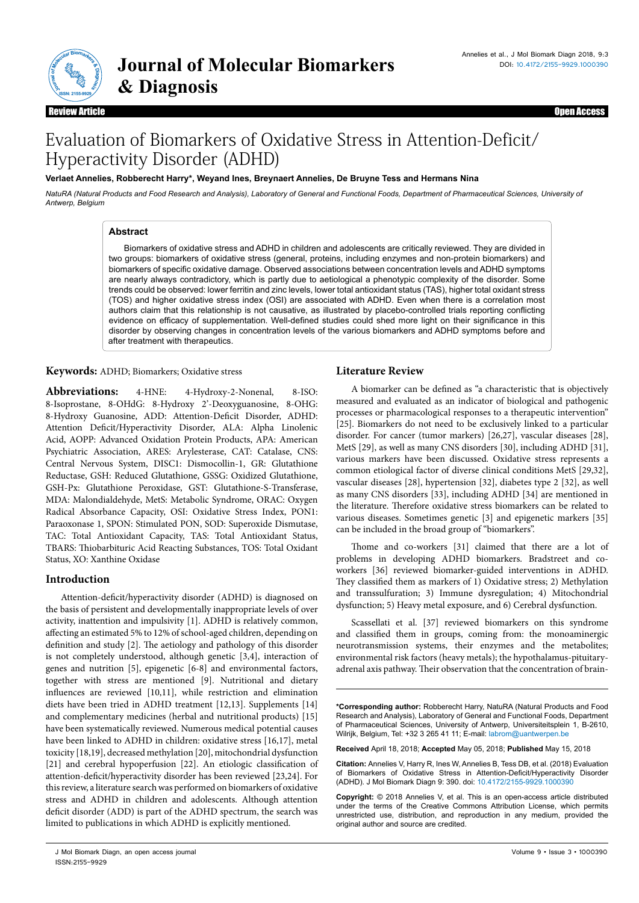Review Article | Open Access

# Evaluation of Biomarkers of Oxidative Stress in Attention-Deficit/Hyperactivity Disorder (ADHD)

**Verlaet Annelies, Robberecht Harry*, Weyand Ines, Breynaert Annelies, De Bruyne Tess and Hermans Nina**

*NatuRA (Natural Products and Food Research and Analysis), Laboratory of General and Functional Foods, Department of Pharmaceutical Sciences, University of Antwerp, Belgium*

## Abstract

Biomarkers of oxidative stress and ADHD in children and adolescents are critically reviewed. They are divided in two groups: biomarkers of oxidative stress (general, proteins, including enzymes and non-protein biomarkers) and biomarkers of specific oxidative damage. Observed associations between concentration levels and ADHD symptoms are nearly always contradictory, which is partly due to aetiological a phenotypic complexity of the disorder. Some trends could be observed: lower ferritin and zinc levels, lower total antioxidant status (TAS), higher total oxidant stress (TOS) and higher oxidative stress index (OSI) are associated with ADHD. Even when there is a correlation most authors claim that this relationship is not causative, as illustrated by placebo-controlled trials reporting conflicting evidence on efficacy of supplementation. Well-defined studies could shed more light on their significance in this disorder by observing changes in concentration levels of the various biomarkers and ADHD symptoms before and after treatment with therapeutics.

**Keywords:** ADHD; Biomarkers; Oxidative stress

**Abbreviations:** 4-HNE: 4-Hydroxy-2-Nonenal, 8-ISO: 8-Isoprostane, 8-OHdG: 8-Hydroxy 2'-Deoxyguanosine, 8-OHG: 8-Hydroxy Guanosine, ADD: Attention-Deficit Disorder, ADHD: Attention Deficit/Hyperactivity Disorder, ALA: Alpha Linolenic Acid, AOPP: Advanced Oxidation Protein Products, APA: American Psychiatric Association, ARES: Arylesterase, CAT: Catalase, CNS: Central Nervous System, DISC1: Dismocollin-1, GR: Glutathione Reductase, GSH: Reduced Glutathione, GSSG: Oxidized Glutathione, GSH-Px: Glutathione Peroxidase, GST: Glutathione-S-Transferase, MDA: Malondialdehyde, MetS: Metabolic Syndrome, ORAC: Oxygen Radical Absorbance Capacity, OSI: Oxidative Stress Index, PON1: Paraoxonase 1, SPON: Stimulated PON, SOD: Superoxide Dismutase, TAC: Total Antioxidant Capacity, TAS: Total Antioxidant Status, TBARS: Thiobarbituric Acid Reacting Substances, TOS: Total Oxidant Status, XO: Xanthine Oxidase

## Introduction

Attention-deficit/hyperactivity disorder (ADHD) is diagnosed on the basis of persistent and developmentally inappropriate levels of over activity, inattention and impulsivity [1]. ADHD is relatively common, affecting an estimated 5% to 12% of school-aged children, depending on definition and study [2]. The aetiology and pathology of this disorder is not completely understood, although genetic [3,4], interaction of genes and nutrition [5], epigenetic [6-8] and environmental factors, together with stress are mentioned [9]. Nutritional and dietary influences are reviewed [10,11], while restriction and elimination diets have been tried in ADHD treatment [12,13]. Supplements [14] and complementary medicines (herbal and nutritional products) [15] have been systematically reviewed. Numerous medical potential causes have been linked to ADHD in children: oxidative stress [16,17], metal toxicity [18,19], decreased methylation [20], mitochondrial dysfunction [21] and cerebral hypoperfusion [22]. An etiologic classification of attention-deficit/hyperactivity disorder has been reviewed [23,24]. For this review, a literature search was performed on biomarkers of oxidative stress and ADHD in children and adolescents. Although attention deficit disorder (ADD) is part of the ADHD spectrum, the search was limited to publications in which ADHD is explicitly mentioned.

## Literature Review

A biomarker can be defined as "a characteristic that is objectively measured and evaluated as an indicator of biological and pathogenic processes or pharmacological responses to a therapeutic intervention" [25]. Biomarkers do not need to be exclusively linked to a particular disorder. For cancer (tumor markers) [26,27], vascular diseases [28], MetS [29], as well as many CNS disorders [30], including ADHD [31], various markers have been discussed. Oxidative stress represents a common etiological factor of diverse clinical conditions MetS [29,32], vascular diseases [28], hypertension [32], diabetes type 2 [32], as well as many CNS disorders [33], including ADHD [34] are mentioned in the literature. Therefore oxidative stress biomarkers can be related to various diseases. Sometimes genetic [3] and epigenetic markers [35] can be included in the broad group of "biomarkers".

Thome and co-workers [31] claimed that there are a lot of problems in developing ADHD biomarkers. Bradstreet and co-workers [36] reviewed biomarker-guided interventions in ADHD. They classified them as markers of 1) Oxidative stress; 2) Methylation and transsulfuration; 3) Immune dysregulation; 4) Mitochondrial dysfunction; 5) Heavy metal exposure, and 6) Cerebral dysfunction.

Scassellati et al. [37] reviewed biomarkers on this syndrome and classified them in groups, coming from: the monoaminergic neurotransmission systems, their enzymes and the metabolites; environmental risk factors (heavy metals); the hypothalamus-pituitary-adrenal axis pathway. Their observation that the concentration of brain-

---

**\*Corresponding author:** Robberecht Harry, NatuRA (Natural Products and Food Research and Analysis), Laboratory of General and Functional Foods, Department of Pharmaceutical Sciences, University of Antwerp, Universiteitsplein 1, B-2610, Wilrijk, Belgium, Tel: +32 3 265 41 11; E-mail: labrom@uantwerpen.be

**Received** April 18, 2018; **Accepted** May 05, 2018; **Published** May 15, 2018

**Citation:** Annelies V, Harry R, Ines W, Annelies B, Tess DB, et al. (2018) Evaluation of Biomarkers of Oxidative Stress in Attention-Deficit/Hyperactivity Disorder (ADHD). J Mol Biomark Diagn 9: 390. doi: 10.4172/2155-9929.1000390

**Copyright:** © 2018 Annelies V, et al. This is an open-access article distributed under the terms of the Creative Commons Attribution License, which permits unrestricted use, distribution, and reproduction in any medium, provided the original author and source are credited.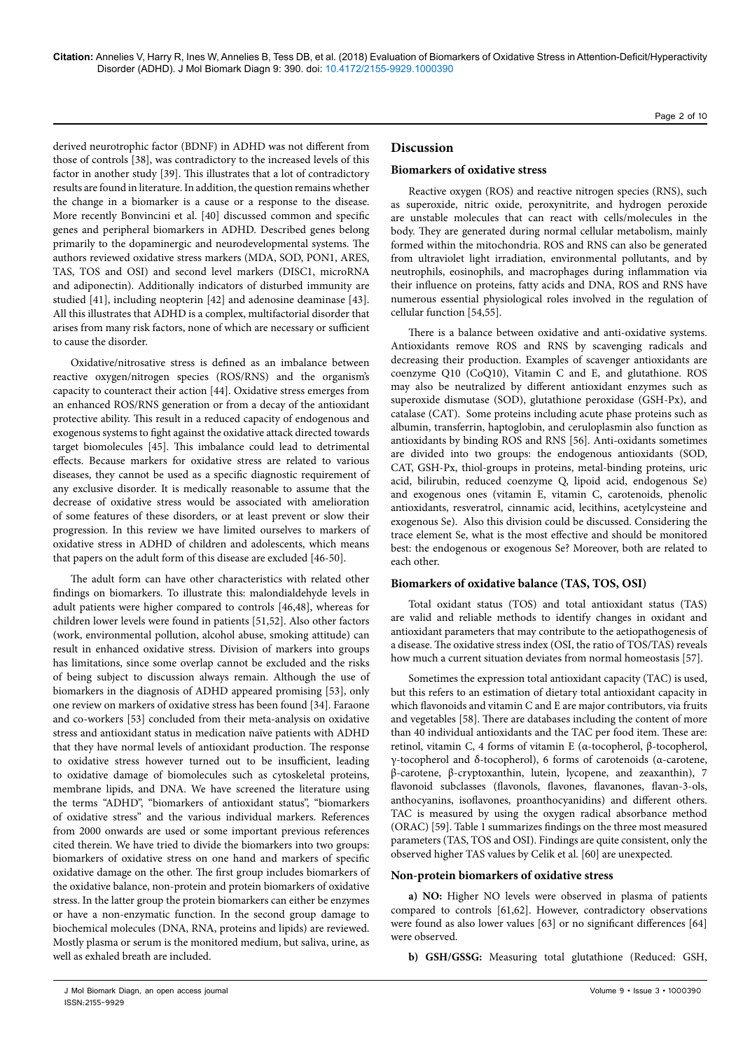derived neurotrophic factor (BDNF) in ADHD was not different from those of controls [38], was contradictory to the increased levels of this factor in another study [39]. This illustrates that a lot of contradictory results are found in literature. In addition, the question remains whether the change in a biomarker is a cause or a response to the disease. More recently Bonvincini et al. [40] discussed common and specific genes and peripheral biomarkers in ADHD. Described genes belong primarily to the dopaminergic and neurodevelopmental systems. The authors reviewed oxidative stress markers (MDA, SOD, PON1, ARES, TAS, TOS and OSI) and second level markers (DISC1, microRNA and adiponectin). Additionally indicators of disturbed immunity are studied [41], including neopterin [42] and adenosine deaminase [43]. All this illustrates that ADHD is a complex, multifactorial disorder that arises from many risk factors, none of which are necessary or sufficient to cause the disorder.

Oxidative/nitrosative stress is defined as an imbalance between reactive oxygen/nitrogen species (ROS/RNS) and the organism's capacity to counteract their action [44]. Oxidative stress emerges from an enhanced ROS/RNS generation or from a decay of the antioxidant protective ability. This result in a reduced capacity of endogenous and exogenous systems to fight against the oxidative attack directed towards target biomolecules [45]. This imbalance could lead to detrimental effects. Because markers for oxidative stress are related to various diseases, they cannot be used as a specific diagnostic requirement of any exclusive disorder. It is medically reasonable to assume that the decrease of oxidative stress would be associated with amelioration of some features of these disorders, or at least prevent or slow their progression. In this review we have limited ourselves to markers of oxidative stress in ADHD of children and adolescents, which means that papers on the adult form of this disease are excluded [46-50].

The adult form can have other characteristics with related other findings on biomarkers. To illustrate this: malondialdehyde levels in adult patients were higher compared to controls [46,48], whereas for children lower levels were found in patients [51,52]. Also other factors (work, environmental pollution, alcohol abuse, smoking attitude) can result in enhanced oxidative stress. Division of markers into groups has limitations, since some overlap cannot be excluded and the risks of being subject to discussion always remain. Although the use of biomarkers in the diagnosis of ADHD appeared promising [53], only one review on markers of oxidative stress has been found [34]. Faraone and co-workers [53] concluded from their meta-analysis on oxidative stress and antioxidant status in medication naïve patients with ADHD that they have normal levels of antioxidant production. The response to oxidative stress however turned out to be insufficient, leading to oxidative damage of biomolecules such as cytoskeletal proteins, membrane lipids, and DNA. We have screened the literature using the terms "ADHD", "biomarkers of antioxidant status", "biomarkers of oxidative stress" and the various individual markers. References from 2000 onwards are used or some important previous references cited therein. We have tried to divide the biomarkers into two groups: biomarkers of oxidative stress on one hand and markers of specific oxidative damage on the other. The first group includes biomarkers of the oxidative balance, non-protein and protein biomarkers of oxidative stress. In the latter group the protein biomarkers can either be enzymes or have a non-enzymatic function. In the second group damage to biochemical molecules (DNA, RNA, proteins and lipids) are reviewed. Mostly plasma or serum is the monitored medium, but saliva, urine, as well as exhaled breath are included.

## Discussion

### Biomarkers of oxidative stress

Reactive oxygen (ROS) and reactive nitrogen species (RNS), such as superoxide, nitric oxide, peroxynitrite, and hydrogen peroxide are unstable molecules that can react with cells/molecules in the body. They are generated during normal cellular metabolism, mainly formed within the mitochondria. ROS and RNS can also be generated from ultraviolet light irradiation, environmental pollutants, and by neutrophils, eosinophils, and macrophages during inflammation via their influence on proteins, fatty acids and DNA, ROS and RNS have numerous essential physiological roles involved in the regulation of cellular function [54,55].

There is a balance between oxidative and anti-oxidative systems. Antioxidants remove ROS and RNS by scavenging radicals and decreasing their production. Examples of scavenger antioxidants are coenzyme Q10 (CoQ10), Vitamin C and E, and glutathione. ROS may also be neutralized by different antioxidant enzymes such as superoxide dismutase (SOD), glutathione peroxidase (GSH-Px), and catalase (CAT). Some proteins including acute phase proteins such as albumin, transferrin, haptoglobin, and ceruloplasmin also function as antioxidants by binding ROS and RNS [56]. Anti-oxidants sometimes are divided into two groups: the endogenous antioxidants (SOD, CAT, GSH-Px, thiol-groups in proteins, metal-binding proteins, uric acid, bilirubin, reduced coenzyme Q, lipoid acid, endogenous Se) and exogenous ones (vitamin E, vitamin C, carotenoids, phenolic antioxidants, resveratrol, cinnamic acid, lecithins, acetylcysteine and exogenous Se). Also this division could be discussed. Considering the trace element Se, what is the most effective and should be monitored best: the endogenous or exogenous Se? Moreover, both are related to each other.

### Biomarkers of oxidative balance (TAS, TOS, OSI)

Total oxidant status (TOS) and total antioxidant status (TAS) are valid and reliable methods to identify changes in oxidant and antioxidant parameters that may contribute to the aetiopathogenesis of a disease. The oxidative stress index (OSI, the ratio of TOS/TAS) reveals how much a current situation deviates from normal homeostasis [57].

Sometimes the expression total antioxidant capacity (TAC) is used, but this refers to an estimation of dietary total antioxidant capacity in which flavonoids and vitamin C and E are major contributors, via fruits and vegetables [58]. There are databases including the content of more than 40 individual antioxidants and the TAC per food item. These are: retinol, vitamin C, 4 forms of vitamin E (α-tocopherol, β-tocopherol, γ-tocopherol and δ-tocopherol), 6 forms of carotenoids (α-carotene, β-carotene, β-cryptoxanthin, lutein, lycopene, and zeaxanthin), 7 flavonoid subclasses (flavonols, flavones, flavanones, flavan-3-ols, anthocyanins, isoflavones, proanthocyanidins) and different others. TAC is measured by using the oxygen radical absorbance method (ORAC) [59]. Table 1 summarizes findings on the three most measured parameters (TAS, TOS and OSI). Findings are quite consistent, only the observed higher TAS values by Celik et al. [60] are unexpected.

### Non-protein biomarkers of oxidative stress

**a) NO:** Higher NO levels were observed in plasma of patients compared to controls [61,62]. However, contradictory observations were found as also lower values [63] or no significant differences [64] were observed.

**b) GSH/GSSG:** Measuring total glutathione (Reduced: GSH,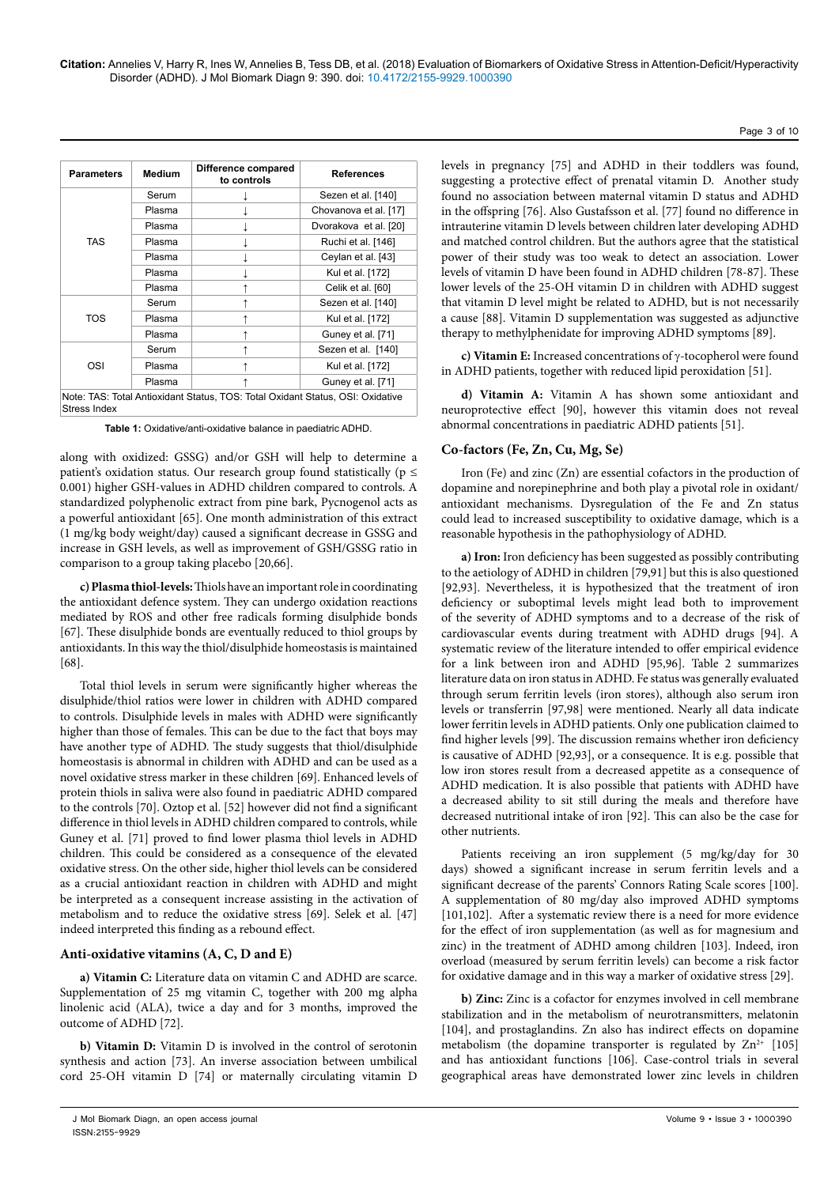| Parameters | Medium | Difference compared to controls | References |
|---|---|---|---|
| TAS | Serum | ↓ | Sezen et al. [140] |
| | Plasma | ↓ | Chovanova et al. [17] |
| | Plasma | ↓ | Dvorakova et al. [20] |
| | Plasma | ↓ | Ruchi et al. [146] |
| | Plasma | ↓ | Ceylan et al. [43] |
| | Plasma | ↓ | Kul et al. [172] |
| | Plasma | ↑ | Celik et al. [60] |
| TOS | Serum | ↑ | Sezen et al. [140] |
| | Plasma | ↑ | Kul et al. [172] |
| | Plasma | ↑ | Guney et al. [71] |
| OSI | Serum | ↑ | Sezen et al. [140] |
| | Plasma | ↑ | Kul et al. [172] |
| | Plasma | ↑ | Guney et al. [71] |

Note: TAS: Total Antioxidant Status, TOS: Total Oxidant Status, OSI: Oxidative Stress Index

**Table 1:** Oxidative/anti-oxidative balance in paediatric ADHD.

along with oxidized: GSSG) and/or GSH will help to determine a patient's oxidation status. Our research group found statistically ($p \leq 0.001$) higher GSH-values in ADHD children compared to controls. A standardized polyphenolic extract from pine bark, Pycnogenol acts as a powerful antioxidant [65]. One month administration of this extract (1 mg/kg body weight/day) caused a significant decrease in GSSG and increase in GSH levels, as well as improvement of GSH/GSSG ratio in comparison to a group taking placebo [20,66].

**c) Plasma thiol-levels:** Thiols have an important role in coordinating the antioxidant defence system. They can undergo oxidation reactions mediated by ROS and other free radicals forming disulphide bonds [67]. These disulphide bonds are eventually reduced to thiol groups by antioxidants. In this way the thiol/disulphide homeostasis is maintained [68].

Total thiol levels in serum were significantly higher whereas the disulphide/thiol ratios were lower in children with ADHD compared to controls. Disulphide levels in males with ADHD were significantly higher than those of females. This can be due to the fact that boys may have another type of ADHD. The study suggests that thiol/disulphide homeostasis is abnormal in children with ADHD and can be used as a novel oxidative stress marker in these children [69]. Enhanced levels of protein thiols in saliva were also found in paediatric ADHD compared to the controls [70]. Oztop et al. [52] however did not find a significant difference in thiol levels in ADHD children compared to controls, while Guney et al. [71] proved to find lower plasma thiol levels in ADHD children. This could be considered as a consequence of the elevated oxidative stress. On the other side, higher thiol levels can be considered as a crucial antioxidant reaction in children with ADHD and might be interpreted as a consequent increase assisting in the activation of metabolism and to reduce the oxidative stress [69]. Selek et al. [47] indeed interpreted this finding as a rebound effect.

## Anti-oxidative vitamins (A, C, D and E)

**a) Vitamin C:** Literature data on vitamin C and ADHD are scarce. Supplementation of 25 mg vitamin C, together with 200 mg alpha linolenic acid (ALA), twice a day and for 3 months, improved the outcome of ADHD [72].

**b) Vitamin D:** Vitamin D is involved in the control of serotonin synthesis and action [73]. An inverse association between umbilical cord 25-OH vitamin D [74] or maternally circulating vitamin D levels in pregnancy [75] and ADHD in their toddlers was found, suggesting a protective effect of prenatal vitamin D. Another study found no association between maternal vitamin D status and ADHD in the offspring [76]. Also Gustafsson et al. [77] found no difference in intrauterine vitamin D levels between children later developing ADHD and matched control children. But the authors agree that the statistical power of their study was too weak to detect an association. Lower levels of vitamin D have been found in ADHD children [78-87]. These lower levels of the 25-OH vitamin D in children with ADHD suggest that vitamin D level might be related to ADHD, but is not necessarily a cause [88]. Vitamin D supplementation was suggested as adjunctive therapy to methylphenidate for improving ADHD symptoms [89].

**c) Vitamin E:** Increased concentrations of γ-tocopherol were found in ADHD patients, together with reduced lipid peroxidation [51].

**d) Vitamin A:** Vitamin A has shown some antioxidant and neuroprotective effect [90], however this vitamin does not reveal abnormal concentrations in paediatric ADHD patients [51].

## Co-factors (Fe, Zn, Cu, Mg, Se)

Iron (Fe) and zinc (Zn) are essential cofactors in the production of dopamine and norepinephrine and both play a pivotal role in oxidant/antioxidant mechanisms. Dysregulation of the Fe and Zn status could lead to increased susceptibility to oxidative damage, which is a reasonable hypothesis in the pathophysiology of ADHD.

**a) Iron:** Iron deficiency has been suggested as possibly contributing to the aetiology of ADHD in children [79,91] but this is also questioned [92,93]. Nevertheless, it is hypothesized that the treatment of iron deficiency or suboptimal levels might lead both to improvement of the severity of ADHD symptoms and to a decrease of the risk of cardiovascular events during treatment with ADHD drugs [94]. A systematic review of the literature intended to offer empirical evidence for a link between iron and ADHD [95,96]. Table 2 summarizes literature data on iron status in ADHD. Fe status was generally evaluated through serum ferritin levels (iron stores), although also serum iron levels or transferrin [97,98] were mentioned. Nearly all data indicate lower ferritin levels in ADHD patients. Only one publication claimed to find higher levels [99]. The discussion remains whether iron deficiency is causative of ADHD [92,93], or a consequence. It is e.g. possible that low iron stores result from a decreased appetite as a consequence of ADHD medication. It is also possible that patients with ADHD have a decreased ability to sit still during the meals and therefore have decreased nutritional intake of iron [92]. This can also be the case for other nutrients.

Patients receiving an iron supplement (5 mg/kg/day for 30 days) showed a significant increase in serum ferritin levels and a significant decrease of the parents' Connors Rating Scale scores [100]. A supplementation of 80 mg/day also improved ADHD symptoms [101,102]. After a systematic review there is a need for more evidence for the effect of iron supplementation (as well as for magnesium and zinc) in the treatment of ADHD among children [103]. Indeed, iron overload (measured by serum ferritin levels) can become a risk factor for oxidative damage and in this way a marker of oxidative stress [29].

**b) Zinc:** Zinc is a cofactor for enzymes involved in cell membrane stabilization and in the metabolism of neurotransmitters, melatonin [104], and prostaglandins. Zn also has indirect effects on dopamine metabolism (the dopamine transporter is regulated by $Zn^{2+}$ [105] and has antioxidant functions [106]. Case-control trials in several geographical areas have demonstrated lower zinc levels in children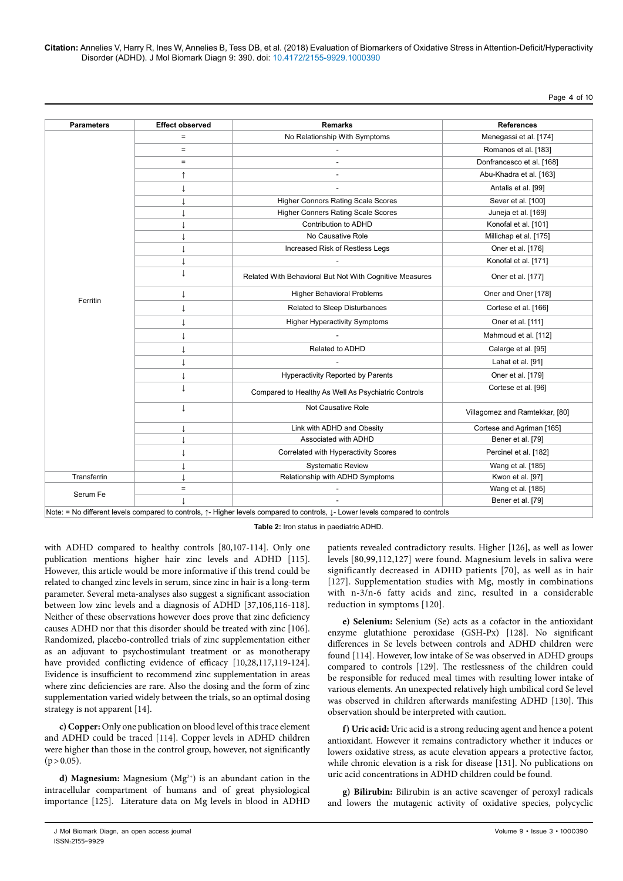| Parameters | Effect observed | Remarks | References |
|---|---|---|---|
| Ferritin | = | No Relationship With Symptoms | Menegassi et al. [174] |
| | = | - | Romanos et al. [183] |
| | = | - | Donfrancesco et al. [168] |
| | ↑ | - | Abu-Khadra et al. [163] |
| | ↓ | - | Antalis et al. [99] |
| | ↓ | Higher Connors Rating Scale Scores | Sever et al. [100] |
| | ↓ | Higher Conners Rating Scale Scores | Juneja et al. [169] |
| | ↓ | Contribution to ADHD | Konofal et al. [101] |
| | ↓ | No Causative Role | Millichap et al. [175] |
| | ↓ | Increased Risk of Restless Legs | Oner et al. [176] |
| | ↓ | - | Konofal et al. [171] |
| | ↓ | Related With Behavioral But Not With Cognitive Measures | Oner et al. [177] |
| | ↓ | Higher Behavioral Problems | Oner and Oner [178] |
| | ↓ | Related to Sleep Disturbances | Cortese et al. [166] |
| | ↓ | Higher Hyperactivity Symptoms | Oner et al. [111] |
| | ↓ | - | Mahmoud et al. [112] |
| | ↓ | Related to ADHD | Calarge et al. [95] |
| | ↓ | - | Lahat et al. [91] |
| | ↓ | Hyperactivity Reported by Parents | Oner et al. [179] |
| | ↓ | Compared to Healthy As Well As Psychiatric Controls | Cortese et al. [96] |
| | ↓ | Not Causative Role | Villagomez and Ramtekkar, [80] |
| | ↓ | Link with ADHD and Obesity | Cortese and Agriman [165] |
| | ↓ | Associated with ADHD | Bener et al. [79] |
| | ↓ | Correlated with Hyperactivity Scores | Percinel et al. [182] |
| | ↓ | Systematic Review | Wang et al. [185] |
| Transferrin | ↓ | Relationship with ADHD Symptoms | Kwon et al. [97] |
| Serum Fe | = | - | Wang et al. [185] |
| | ↓ | - | Bener et al. [79] |

Note: = No different levels compared to controls, ↑- Higher levels compared to controls, ↓- Lower levels compared to controls

**Table 2:** Iron status in paediatric ADHD.

with ADHD compared to healthy controls [80,107-114]. Only one publication mentions higher hair zinc levels and ADHD [115]. However, this article would be more informative if this trend could be related to changed zinc levels in serum, since zinc in hair is a long-term parameter. Several meta-analyses also suggest a significant association between low zinc levels and a diagnosis of ADHD [37,106,116-118]. Neither of these observations however does prove that zinc deficiency causes ADHD nor that this disorder should be treated with zinc [106]. Randomized, placebo-controlled trials of zinc supplementation either as an adjuvant to psychostimulant treatment or as monotherapy have provided conflicting evidence of efficacy [10,28,117,119-124]. Evidence is insufficient to recommend zinc supplementation in areas where zinc deficiencies are rare. Also the dosing and the form of zinc supplementation varied widely between the trials, so an optimal dosing strategy is not apparent [14].

**c) Copper:** Only one publication on blood level of this trace element and ADHD could be traced [114]. Copper levels in ADHD children were higher than those in the control group, however, not significantly ($p > 0.05$).

**d) Magnesium:** Magnesium ($Mg^{2+}$) is an abundant cation in the intracellular compartment of humans and of great physiological importance [125]. Literature data on Mg levels in blood in ADHD patients revealed contradictory results. Higher [126], as well as lower levels [80,99,112,127] were found. Magnesium levels in saliva were significantly decreased in ADHD patients [70], as well as in hair [127]. Supplementation studies with Mg, mostly in combinations with n-3/n-6 fatty acids and zinc, resulted in a considerable reduction in symptoms [120].

**e) Selenium:** Selenium (Se) acts as a cofactor in the antioxidant enzyme glutathione peroxidase (GSH-Px) [128]. No significant differences in Se levels between controls and ADHD children were found [114]. However, low intake of Se was observed in ADHD groups compared to controls [129]. The restlessness of the children could be responsible for reduced meal times with resulting lower intake of various elements. An unexpected relatively high umbilical cord Se level was observed in children afterwards manifesting ADHD [130]. This observation should be interpreted with caution.

**f) Uric acid:** Uric acid is a strong reducing agent and hence a potent antioxidant. However it remains contradictory whether it induces or lowers oxidative stress, as acute elevation appears a protective factor, while chronic elevation is a risk for disease [131]. No publications on uric acid concentrations in ADHD children could be found.

**g) Bilirubin:** Bilirubin is an active scavenger of peroxyl radicals and lowers the mutagenic activity of oxidative species, polycyclic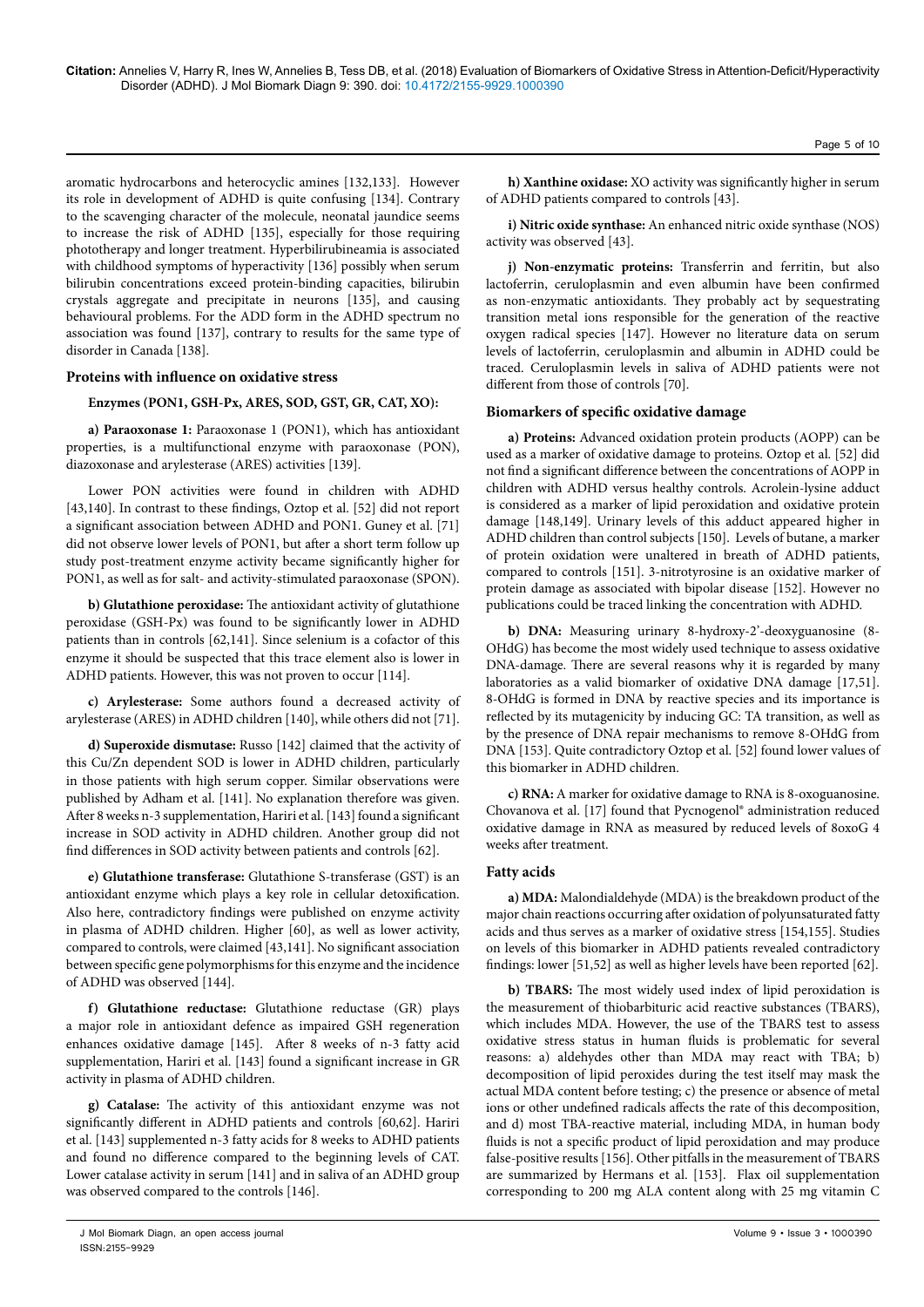aromatic hydrocarbons and heterocyclic amines [132,133]. However its role in development of ADHD is quite confusing [134]. Contrary to the scavenging character of the molecule, neonatal jaundice seems to increase the risk of ADHD [135], especially for those requiring phototherapy and longer treatment. Hyperbilirubineamia is associated with childhood symptoms of hyperactivity [136] possibly when serum bilirubin concentrations exceed protein-binding capacities, bilirubin crystals aggregate and precipitate in neurons [135], and causing behavioural problems. For the ADD form in the ADHD spectrum no association was found [137], contrary to results for the same type of disorder in Canada [138].

### Proteins with influence on oxidative stress

#### Enzymes (PON1, GSH-Px, ARES, SOD, GST, GR, CAT, XO):

**a) Paraoxonase 1:** Paraoxonase 1 (PON1), which has antioxidant properties, is a multifunctional enzyme with paraoxonase (PON), diazoxonase and arylesterase (ARES) activities [139].

Lower PON activities were found in children with ADHD [43,140]. In contrast to these findings, Oztop et al. [52] did not report a significant association between ADHD and PON1. Guney et al. [71] did not observe lower levels of PON1, but after a short term follow up study post-treatment enzyme activity became significantly higher for PON1, as well as for salt- and activity-stimulated paraoxonase (SPON).

**b) Glutathione peroxidase:** The antioxidant activity of glutathione peroxidase (GSH-Px) was found to be significantly lower in ADHD patients than in controls [62,141]. Since selenium is a cofactor of this enzyme it should be suspected that this trace element also is lower in ADHD patients. However, this was not proven to occur [114].

**c) Arylesterase:** Some authors found a decreased activity of arylesterase (ARES) in ADHD children [140], while others did not [71].

**d) Superoxide dismutase:** Russo [142] claimed that the activity of this Cu/Zn dependent SOD is lower in ADHD children, particularly in those patients with high serum copper. Similar observations were published by Adham et al. [141]. No explanation therefore was given. After 8 weeks n-3 supplementation, Hariri et al. [143] found a significant increase in SOD activity in ADHD children. Another group did not find differences in SOD activity between patients and controls [62].

**e) Glutathione transferase:** Glutathione S-transferase (GST) is an antioxidant enzyme which plays a key role in cellular detoxification. Also here, contradictory findings were published on enzyme activity in plasma of ADHD children. Higher [60], as well as lower activity, compared to controls, were claimed [43,141]. No significant association between specific gene polymorphisms for this enzyme and the incidence of ADHD was observed [144].

**f) Glutathione reductase:** Glutathione reductase (GR) plays a major role in antioxidant defence as impaired GSH regeneration enhances oxidative damage [145]. After 8 weeks of n-3 fatty acid supplementation, Hariri et al. [143] found a significant increase in GR activity in plasma of ADHD children.

**g) Catalase:** The activity of this antioxidant enzyme was not significantly different in ADHD patients and controls [60,62]. Hariri et al. [143] supplemented n-3 fatty acids for 8 weeks to ADHD patients and found no difference compared to the beginning levels of CAT. Lower catalase activity in serum [141] and in saliva of an ADHD group was observed compared to the controls [146].

**h) Xanthine oxidase:** XO activity was significantly higher in serum of ADHD patients compared to controls [43].

**i) Nitric oxide synthase:** An enhanced nitric oxide synthase (NOS) activity was observed [43].

**j) Non-enzymatic proteins:** Transferrin and ferritin, but also lactoferrin, ceruloplasmin and even albumin have been confirmed as non-enzymatic antioxidants. They probably act by sequestrating transition metal ions responsible for the generation of the reactive oxygen radical species [147]. However no literature data on serum levels of lactoferrin, ceruloplasmin and albumin in ADHD could be traced. Ceruloplasmin levels in saliva of ADHD patients were not different from those of controls [70].

### Biomarkers of specific oxidative damage

**a) Proteins:** Advanced oxidation protein products (AOPP) can be used as a marker of oxidative damage to proteins. Oztop et al. [52] did not find a significant difference between the concentrations of AOPP in children with ADHD versus healthy controls. Acrolein-lysine adduct is considered as a marker of lipid peroxidation and oxidative protein damage [148,149]. Urinary levels of this adduct appeared higher in ADHD children than control subjects [150]. Levels of butane, a marker of protein oxidation were unaltered in breath of ADHD patients, compared to controls [151]. 3-nitrotyrosine is an oxidative marker of protein damage as associated with bipolar disease [152]. However no publications could be traced linking the concentration with ADHD.

**b) DNA:** Measuring urinary 8-hydroxy-2'-deoxyguanosine (8-OHdG) has become the most widely used technique to assess oxidative DNA-damage. There are several reasons why it is regarded by many laboratories as a valid biomarker of oxidative DNA damage [17,51]. 8-OHdG is formed in DNA by reactive species and its importance is reflected by its mutagenicity by inducing GC: TA transition, as well as by the presence of DNA repair mechanisms to remove 8-OHdG from DNA [153]. Quite contradictory Oztop et al. [52] found lower values of this biomarker in ADHD children.

**c) RNA:** A marker for oxidative damage to RNA is 8-oxoguanosine. Chovanova et al. [17] found that Pycnogenol® administration reduced oxidative damage in RNA as measured by reduced levels of 8oxoG 4 weeks after treatment.

### Fatty acids

**a) MDA:** Malondialdehyde (MDA) is the breakdown product of the major chain reactions occurring after oxidation of polyunsaturated fatty acids and thus serves as a marker of oxidative stress [154,155]. Studies on levels of this biomarker in ADHD patients revealed contradictory findings: lower [51,52] as well as higher levels have been reported [62].

**b) TBARS:** The most widely used index of lipid peroxidation is the measurement of thiobarbituric acid reactive substances (TBARS), which includes MDA. However, the use of the TBARS test to assess oxidative stress status in human fluids is problematic for several reasons: a) aldehydes other than MDA may react with TBA; b) decomposition of lipid peroxides during the test itself may mask the actual MDA content before testing; c) the presence or absence of metal ions or other undefined radicals affects the rate of this decomposition, and d) most TBA-reactive material, including MDA, in human body fluids is not a specific product of lipid peroxidation and may produce false-positive results [156]. Other pitfalls in the measurement of TBARS are summarized by Hermans et al. [153]. Flax oil supplementation corresponding to 200 mg ALA content along with 25 mg vitamin C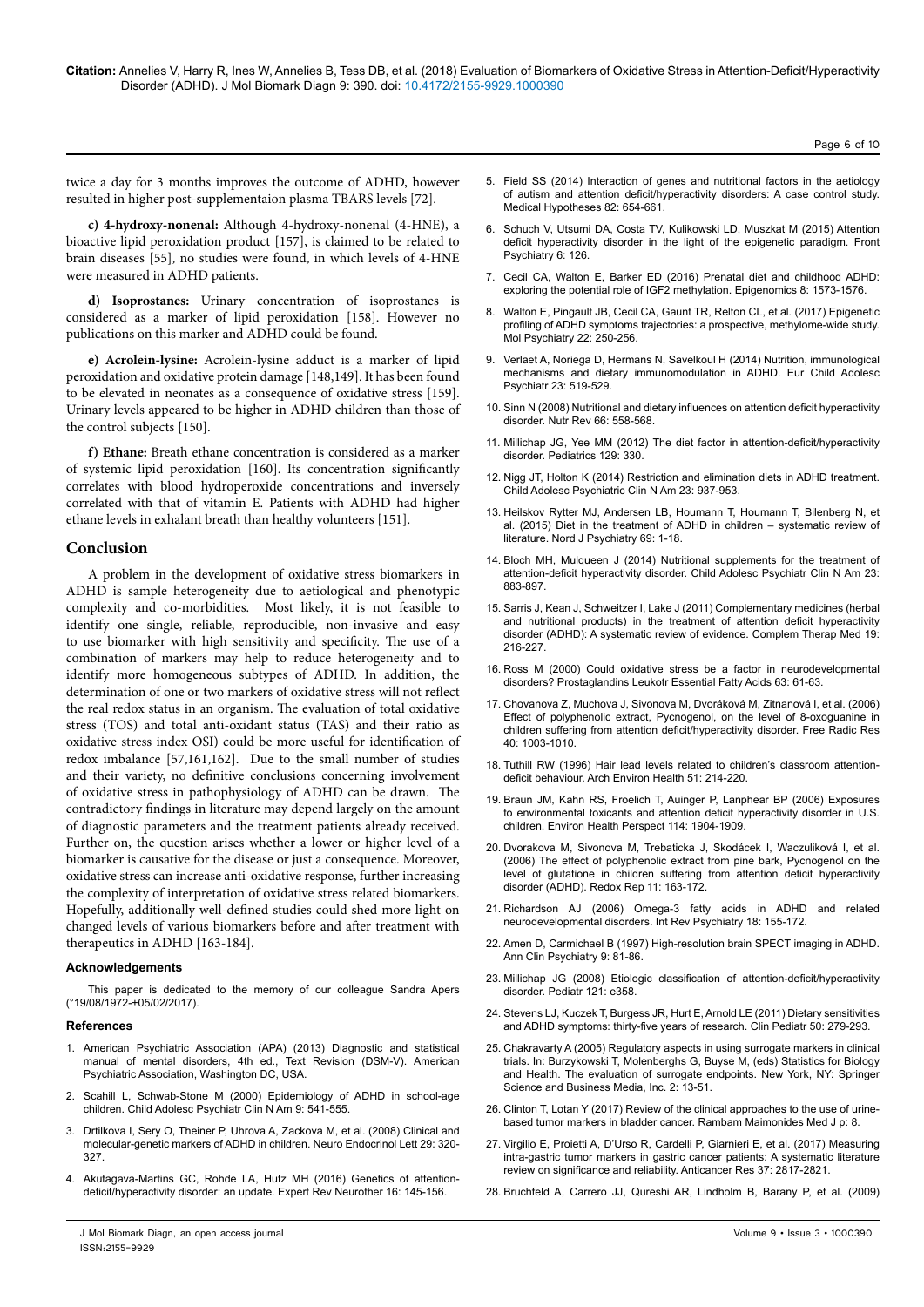twice a day for 3 months improves the outcome of ADHD, however resulted in higher post-supplementaion plasma TBARS levels [72].

**c) 4-hydroxy-nonenal:** Although 4-hydroxy-nonenal (4-HNE), a bioactive lipid peroxidation product [157], is claimed to be related to brain diseases [55], no studies were found, in which levels of 4-HNE were measured in ADHD patients.

**d) Isoprostanes:** Urinary concentration of isoprostanes is considered as a marker of lipid peroxidation [158]. However no publications on this marker and ADHD could be found.

**e) Acrolein-lysine:** Acrolein-lysine adduct is a marker of lipid peroxidation and oxidative protein damage [148,149]. It has been found to be elevated in neonates as a consequence of oxidative stress [159]. Urinary levels appeared to be higher in ADHD children than those of the control subjects [150].

**f) Ethane:** Breath ethane concentration is considered as a marker of systemic lipid peroxidation [160]. Its concentration significantly correlates with blood hydroperoxide concentrations and inversely correlated with that of vitamin E. Patients with ADHD had higher ethane levels in exhalant breath than healthy volunteers [151].

## Conclusion

A problem in the development of oxidative stress biomarkers in ADHD is sample heterogeneity due to aetiological and phenotypic complexity and co-morbidities. Most likely, it is not feasible to identify one single, reliable, reproducible, non-invasive and easy to use biomarker with high sensitivity and specificity. The use of a combination of markers may help to reduce heterogeneity and to identify more homogeneous subtypes of ADHD. In addition, the determination of one or two markers of oxidative stress will not reflect the real redox status in an organism. The evaluation of total oxidative stress (TOS) and total anti-oxidant status (TAS) and their ratio as oxidative stress index OSI) could be more useful for identification of redox imbalance [57,161,162]. Due to the small number of studies and their variety, no definitive conclusions concerning involvement of oxidative stress in pathophysiology of ADHD can be drawn. The contradictory findings in literature may depend largely on the amount of diagnostic parameters and the treatment patients already received. Further on, the question arises whether a lower or higher level of a biomarker is causative for the disease or just a consequence. Moreover, oxidative stress can increase anti-oxidative response, further increasing the complexity of interpretation of oxidative stress related biomarkers. Hopefully, additionally well-defined studies could shed more light on changed levels of various biomarkers before and after treatment with therapeutics in ADHD [163-184].

### Acknowledgements

This paper is dedicated to the memory of our colleague Sandra Apers (°19/08/1972-+05/02/2017).

### References

1. American Psychiatric Association (APA) (2013) Diagnostic and statistical manual of mental disorders, 4th ed., Text Revision (DSM-V). American Psychiatric Association, Washington DC, USA.
2. Scahill L, Schwab-Stone M (2000) Epidemiology of ADHD in school-age children. Child Adolesc Psychiatr Clin N Am 9: 541-555.
3. Drtilkova I, Sery O, Theiner P, Uhrova A, Zackova M, et al. (2008) Clinical and molecular-genetic markers of ADHD in children. Neuro Endocrinol Lett 29: 320-327.
4. Akutagava-Martins GC, Rohde LA, Hutz MH (2016) Genetics of attention-deficit/hyperactivity disorder: an update. Expert Rev Neurother 16: 145-156.
5. Field SS (2014) Interaction of genes and nutritional factors in the aetiology of autism and attention deficit/hyperactivity disorders: A case control study. Medical Hypotheses 82: 654-661.
6. Schuch V, Utsumi DA, Costa TV, Kulikowski LD, Muszkat M (2015) Attention deficit hyperactivity disorder in the light of the epigenetic paradigm. Front Psychiatry 6: 126.
7. Cecil CA, Walton E, Barker ED (2016) Prenatal diet and childhood ADHD: exploring the potential role of IGF2 methylation. Epigenomics 8: 1573-1576.
8. Walton E, Pingault JB, Cecil CA, Gaunt TR, Relton CL, et al. (2017) Epigenetic profiling of ADHD symptoms trajectories: a prospective, methylome-wide study. Mol Psychiatry 22: 250-256.
9. Verlaet A, Noriega D, Hermans N, Savelkoul H (2014) Nutrition, immunological mechanisms and dietary immunomodulation in ADHD. Eur Child Adolesc Psychiatr 23: 519-529.
10. Sinn N (2008) Nutritional and dietary influences on attention deficit hyperactivity disorder. Nutr Rev 66: 558-568.
11. Millichap JG, Yee MM (2012) The diet factor in attention-deficit/hyperactivity disorder. Pediatrics 129: 330.
12. Nigg JT, Holton K (2014) Restriction and elimination diets in ADHD treatment. Child Adolesc Psychiatric Clin N Am 23: 937-953.
13. Heilskov Rytter MJ, Andersen LB, Houmann T, Houmann T, Bilenberg N, et al. (2015) Diet in the treatment of ADHD in children – systematic review of literature. Nord J Psychiatry 69: 1-18.
14. Bloch MH, Mulqueen J (2014) Nutritional supplements for the treatment of attention-deficit hyperactivity disorder. Child Adolesc Psychiatr Clin N Am 23: 883-897.
15. Sarris J, Kean J, Schweitzer I, Lake J (2011) Complementary medicines (herbal and nutritional products) in the treatment of attention deficit hyperactivity disorder (ADHD): A systematic review of evidence. Complem Therap Med 19: 216-227.
16. Ross M (2000) Could oxidative stress be a factor in neurodevelopmental disorders? Prostaglandins Leukotr Essential Fatty Acids 63: 61-63.
17. Chovanova Z, Muchova J, Sivonova M, Dvoráková M, Zitnanová I, et al. (2006) Effect of polyphenolic extract, Pycnogenol, on the level of 8-oxoguanine in children suffering from attention deficit/hyperactivity disorder. Free Radic Res 40: 1003-1010.
18. Tuthill RW (1996) Hair lead levels related to children's classroom attention-deficit behaviour. Arch Environ Health 51: 214-220.
19. Braun JM, Kahn RS, Froelich T, Auinger P, Lanphear BP (2006) Exposures to environmental toxicants and attention deficit hyperactivity disorder in U.S. children. Environ Health Perspect 114: 1904-1909.
20. Dvorakova M, Sivonova M, Trebaticka J, Skodácek I, Waczulikovà I, et al. (2006) The effect of polyphenolic extract from pine bark, Pycnogenol on the level of glutatione in children suffering from attention deficit hyperactivity disorder (ADHD). Redox Rep 11: 163-172.
21. Richardson AJ (2006) Omega-3 fatty acids in ADHD and related neurodevelopmental disorders. Int Rev Psychiatry 18: 155-172.
22. Amen D, Carmichael B (1997) High-resolution brain SPECT imaging in ADHD. Ann Clin Psychiatry 9: 81-86.
23. Millichap JG (2008) Etiologic classification of attention-deficit/hyperactivity disorder. Pediatr 121: e358.
24. Stevens LJ, Kuczek T, Burgess JR, Hurt E, Arnold LE (2011) Dietary sensitivities and ADHD symptoms: thirty-five years of research. Clin Pediatr 50: 279-293.
25. Chakravarty A (2005) Regulatory aspects in using surrogate markers in clinical trials. In: Burzykowski T, Molenberghs G, Buyse M, (eds) Statistics for Biology and Health. The evaluation of surrogate endpoints. New York, NY: Springer Science and Business Media, Inc. 2: 13-51.
26. Clinton T, Lotan Y (2017) Review of the clinical approaches to the use of urine-based tumor markers in bladder cancer. Rambam Maimonides Med J p: 8.
27. Virgilio E, Proietti A, D'Urso R, Cardelli P, Giarnieri E, et al. (2017) Measuring intra-gastric tumor markers in gastric cancer patients: A systematic literature review on significance and reliability. Anticancer Res 37: 2817-2821.
28. Bruchfeld A, Carrero JJ, Qureshi AR, Lindholm B, Barany P, et al. (2009)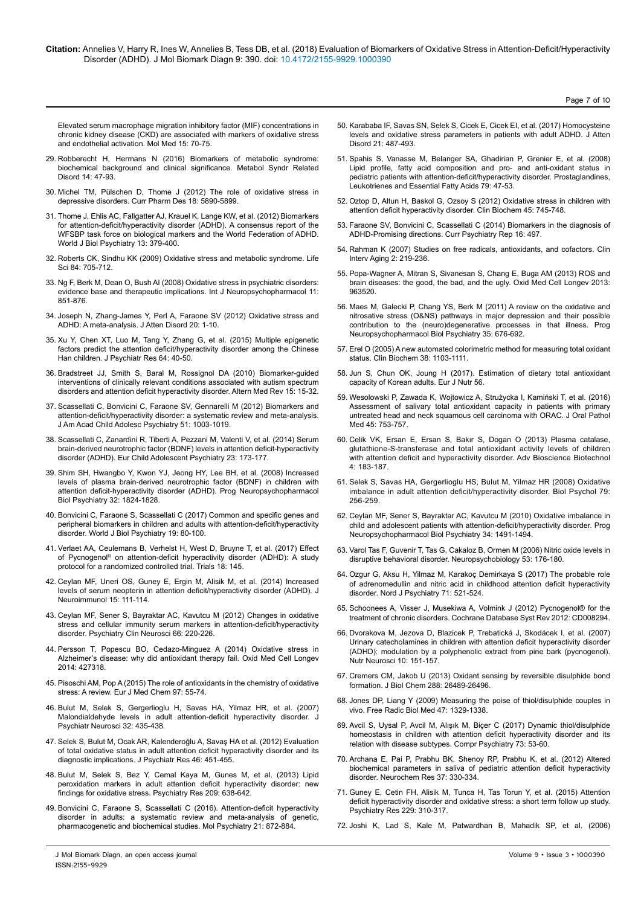Elevated serum macrophage migration inhibitory factor (MIF) concentrations in chronic kidney disease (CKD) are associated with markers of oxidative stress and endothelial activation. Mol Med 15: 70-75.

29. Robberecht H, Hermans N (2016) Biomarkers of metabolic syndrome: biochemical background and clinical significance. Metabol Syndr Related Disord 14: 47-93.

30. Michel TM, Pülschen D, Thome J (2012) The role of oxidative stress in depressive disorders. Curr Pharm Des 18: 5890-5899.

31. Thome J, Ehlis AC, Fallgatter AJ, Krauel K, Lange KW, et al. (2012) Biomarkers for attention-deficit/hyperactivity disorder (ADHD). A consensus report of the WFSBP task force on biological markers and the World Federation of ADHD. World J Biol Psychiatry 13: 379-400.

32. Roberts CK, Sindhu KK (2009) Oxidative stress and metabolic syndrome. Life Sci 84: 705-712.

33. Ng F, Berk M, Dean O, Bush AI (2008) Oxidative stress in psychiatric disorders: evidence base and therapeutic implications. Int J Neuropsychopharmacol 11: 851-876.

34. Joseph N, Zhang-James Y, Perl A, Faraone SV (2012) Oxidative stress and ADHD: A meta-analysis. J Atten Disord 20: 1-10.

35. Xu Y, Chen XT, Luo M, Tang Y, Zhang G, et al. (2015) Multiple epigenetic factors predict the attention deficit/hyperactivity disorder among the Chinese Han children. J Psychiatr Res 64: 40-50.

36. Bradstreet JJ, Smith S, Baral M, Rossignol DA (2010) Biomarker-guided interventions of clinically relevant conditions associated with autism spectrum disorders and attention deficit hyperactivity disorder. Altern Med Rev 15: 15-32.

37. Scassellati C, Bonvicini C, Faraone SV, Gennarelli M (2012) Biomarkers and attention-deficit/hyperactivity disorder: a systematic review and meta-analysis. J Am Acad Child Adolesc Psychiatry 51: 1003-1019.

38. Scassellati C, Zanardini R, Tiberti A, Pezzani M, Valenti V, et al. (2014) Serum brain-derived neurotrophic factor (BDNF) levels in attention deficit-hyperactivity disorder (ADHD). Eur Child Adolescent Psychiatry 23: 173-177.

39. Shim SH, Hwangbo Y, Kwon YJ, Jeong HY, Lee BH, et al. (2008) Increased levels of plasma brain-derived neurotrophic factor (BDNF) in children with attention deficit-hyperactivity disorder (ADHD). Prog Neuropsychopharmacol Biol Psychiatry 32: 1824-1828.

40. Bonvicini C, Faraone S, Scassellati C (2017) Common and specific genes and peripheral biomarkers in children and adults with attention-deficit/hyperactivity disorder. World J Biol Psychiatry 19: 80-100.

41. Verlaet AAJ, Ceulemans B, Verhelst H, West D, Bruyne T, et al. (2017) Effect of Pycnogenol® on attention-deficit hyperactivity disorder (ADHD): A study protocol for a randomized controlled trial. Trials 18: 145.

42. Ceylan MF, Uneri OS, Guney E, Ergin M, Alisik M, et al. (2014) Increased levels of serum neopterin in attention deficit/hyperactivity disorder (ADHD). J Neuroimmunol 15: 111-114.

43. Ceylan MF, Sener S, Bayraktar AC, Kavutcu M (2012) Changes in oxidative stress and cellular immunity serum markers in attention-deficit/hyperactivity disorder. Psychiatry Clin Neurosci 66: 220-226.

44. Persson T, Popescu BO, Cedazo-Minguez A (2014) Oxidative stress in Alzheimer's disease: why did antioxidant therapy fail. Oxid Med Cell Longev 2014: 427318.

45. Pisoschi AM, Pop A (2015) The role of antioxidants in the chemistry of oxidative stress: A review. Eur J Med Chem 97: 55-74.

46. Bulut M, Selek S, Gergerlioglu H, Savas HA, Yilmaz HR, et al. (2007) Malondialdehyde levels in adult attention-deficit hyperactivity disorder. J Psychiatr Neurosci 32: 435-438.

47. Selek S, Bulut M, Ocak AR, Kalenderoğlu A, Savaş HA et al. (2012) Evaluation of total oxidative status in adult attention deficit hyperactivity disorder and its diagnostic implications. J Psychiatr Res 46: 451-455.

48. Bulut M, Selek S, Bez Y, Cemal Kaya M, Gunes M, et al. (2013) Lipid peroxidation markers in adult attention deficit hyperactivity disorder: new findings for oxidative stress. Psychiatry Res 209: 638-642.

49. Bonvicini C, Faraone S, Scassellati C (2016). Attention-deficit hyperactivity disorder in adults: a systematic review and meta-analysis of genetic, pharmacogenetic and biochemical studies. Mol Psychiatry 21: 872-884.

50. Karababa IF, Savas SN, Selek S, Cicek E, Cicek EI, et al. (2017) Homocysteine levels and oxidative stress parameters in patients with adult ADHD. J Atten Disord 21: 487-493.

51. Spahis S, Vanasse M, Belanger SA, Ghadirian P, Grenier E, et al. (2008) Lipid profile, fatty acid composition and pro- and anti-oxidant status in pediatric patients with attention-deficit/hyperactivity disorder. Prostaglandines, Leukotrienes and Essential Fatty Acids 79: 47-53.

52. Oztop D, Altun H, Baskol G, Ozsoy S (2012) Oxidative stress in children with attention deficit hyperactivity disorder. Clin Biochem 45: 745-748.

53. Faraone SV, Bonvicini C, Scassellati C (2014) Biomarkers in the diagnosis of ADHD-Promising directions. Curr Psychiatry Rep 16: 497.

54. Rahman K (2007) Studies on free radicals, antioxidants, and cofactors. Clin Interv Aging 2: 219-236.

55. Popa-Wagner A, Mitran S, Sivanesan S, Chang E, Buga AM (2013) ROS and brain diseases: the good, the bad, and the ugly. Oxid Med Cell Longev 2013: 963520.

56. Maes M, Galecki P, Chang YS, Berk M (2011) A review on the oxidative and nitrosative stress (O&NS) pathways in major depression and their possible contribution to the (neuro)degenerative processes in that illness. Prog Neuropsychopharmacol Biol Psychiatry 35: 676-692.

57. Erel O (2005) A new automated colorimetric method for measuring total oxidant status. Clin Biochem 38: 1103-1111.

58. Jun S, Chun OK, Joung H (2017). Estimation of dietary total antioxidant capacity of Korean adults. Eur J Nutr 56.

59. Wesolowski P, Zawada K, Wojtowicz A, Strużycka I, Kamiński T, et al. (2016) Assessment of salivary total antioxidant capacity in patients with primary untreated head and neck squamous cell carcinoma with ORAC. J Oral Pathol Med 45: 753-757.

60. Celik VK, Ersan E, Ersan S, Bakır S, Dogan O (2013) Plasma catalase, glutathione-S-transferase and total antioxidant activity levels of children with attention deficit and hyperactivity disorder. Adv Bioscience Biotechnol 4: 183-187.

61. Selek S, Savas HA, Gergerlioglu HS, Bulut M, Yilmaz HR (2008) Oxidative imbalance in adult attention deficit/hyperactivity disorder. Biol Psychol 79: 256-259.

62. Ceylan MF, Sener S, Bayraktar AC, Kavutcu M (2010) Oxidative imbalance in child and adolescent patients with attention-deficit/hyperactivity disorder. Prog Neuropsychopharmacol Biol Psychiatry 34: 1491-1494.

63. Varol Tas F, Guvenir T, Tas G, Cakaloz B, Ormen M (2006) Nitric oxide levels in disruptive behavioral disorder. Neuropsychobiology 53: 176-180.

64. Ozgur G, Aksu H, Yilmaz M, Karakoç Demirkaya S (2017) The probable role of adrenomedullin and nitric acid in childhood attention deficit hyperactivity disorder. Nord J Psychiatry 71: 521-524.

65. Schoonees A, Visser J, Musekiwa A, Volmink J (2012) Pycnogenol® for the treatment of chronic disorders. Cochrane Database Syst Rev 2012: CD008294.

66. Dvorakova M, Jezova D, Blazicek P, Trebatická J, Skodácek I, et al. (2007) Urinary catecholamines in children with attention deficit hyperactivity disorder (ADHD): modulation by a polyphenolic extract from pine bark (pycnogenol). Nutr Neurosci 10: 151-157.

67. Cremers CM, Jakob U (2013) Oxidant sensing by reversible disulphide bond formation. J Biol Chem 288: 26489-26496.

68. Jones DP, Liang Y (2009) Measuring the poise of thiol/disulphide couples in vivo. Free Radic Biol Med 47: 1329-1338.

69. Avcil S, Uysal P, Avcil M, Alışık M, Biçer C (2017) Dynamic thiol/disulphide homeostasis in children with attention deficit hyperactivity disorder and its relation with disease subtypes. Compr Psychiatry 73: 53-60.

70. Archana E, Pai P, Prabhu BK, Shenoy RP, Prabhu K, et al. (2012) Altered biochemical parameters in saliva of pediatric attention deficit hyperactivity disorder. Neurochem Res 37: 330-334.

71. Guney E, Cetin FH, Alisik M, Tunca H, Tas Torun Y, et al. (2015) Attention deficit hyperactivity disorder and oxidative stress: a short term follow up study. Psychiatry Res 229: 310-317.

72. Joshi K, Lad S, Kale M, Patwardhan B, Mahadik SP, et al. (2006)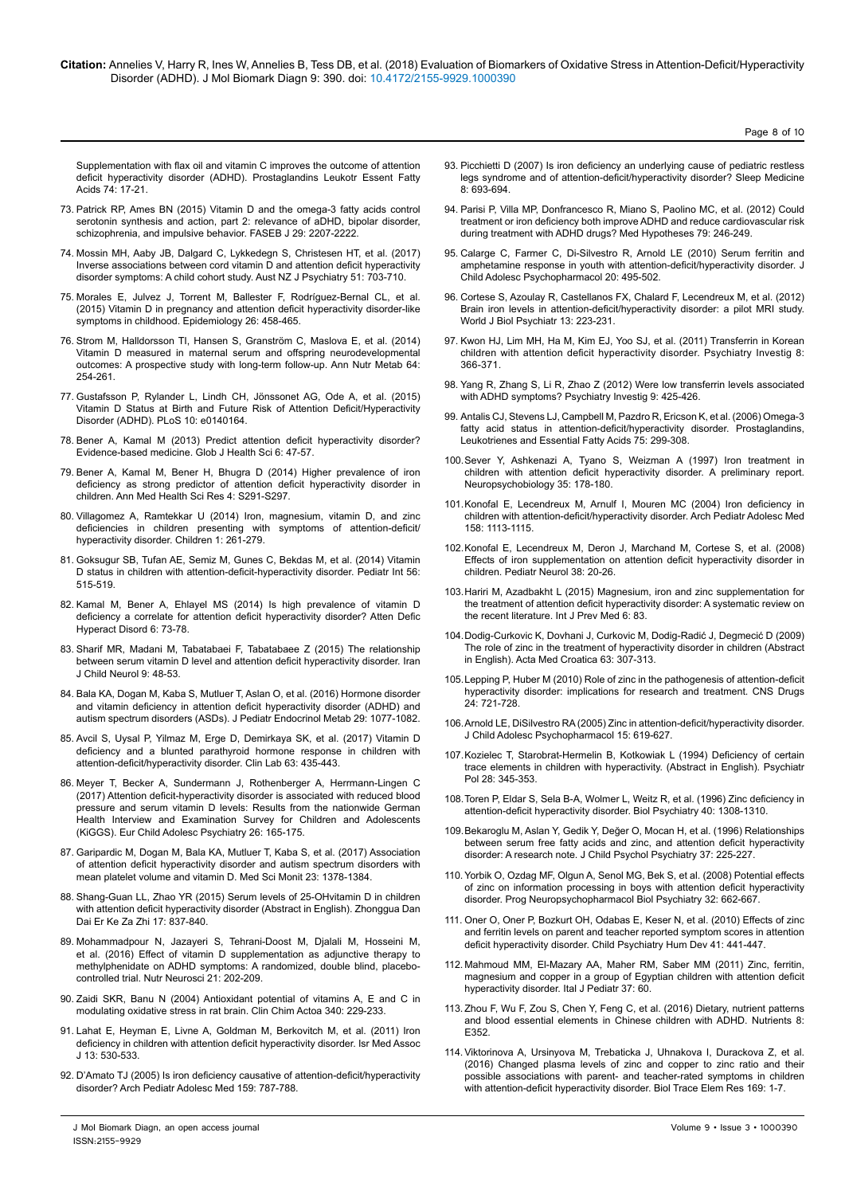Supplementation with flax oil and vitamin C improves the outcome of attention deficit hyperactivity disorder (ADHD). Prostaglandins Leukotr Essent Fatty Acids 74: 17-21.

73. Patrick RP, Ames BN (2015) Vitamin D and the omega-3 fatty acids control serotonin synthesis and action, part 2: relevance of aDHD, bipolar disorder, schizophrenia, and impulsive behavior. FASEB J 29: 2207-2222.

74. Mossin MH, Aaby JB, Dalgard C, Lykkedegn S, Christesen HT, et al. (2017) Inverse associations between cord vitamin D and attention deficit hyperactivity disorder symptoms: A child cohort study. Aust NZ J Psychiatry 51: 703-710.

75. Morales E, Julvez J, Torrent M, Ballester F, Rodríguez-Bernal CL, et al. (2015) Vitamin D in pregnancy and attention deficit hyperactivity disorder-like symptoms in childhood. Epidemiology 26: 458-465.

76. Strom M, Halldorsson TI, Hansen S, Granström C, Maslova E, et al. (2014) Vitamin D measured in maternal serum and offspring neurodevelopmental outcomes: A prospective study with long-term follow-up. Ann Nutr Metab 64: 254-261.

77. Gustafsson P, Rylander L, Lindh CH, Jönssonet AG, Ode A, et al. (2015) Vitamin D Status at Birth and Future Risk of Attention Deficit/Hyperactivity Disorder (ADHD). PLoS 10: e0140164.

78. Bener A, Kamal M (2013) Predict attention deficit hyperactivity disorder? Evidence-based medicine. Glob J Health Sci 6: 47-57.

79. Bener A, Kamal M, Bener H, Bhugra D (2014) Higher prevalence of iron deficiency as strong predictor of attention deficit hyperactivity disorder in children. Ann Med Health Sci Res 4: S291-S297.

80. Villagomez A, Ramtekkar U (2014) Iron, magnesium, vitamin D, and zinc deficiencies in children presenting with symptoms of attention-deficit/hyperactivity disorder. Children 1: 261-279.

81. Goksugur SB, Tufan AE, Semiz M, Gunes C, Bekdas M, et al. (2014) Vitamin D status in children with attention-deficit-hyperactivity disorder. Pediatr Int 56: 515-519.

82. Kamal M, Bener A, Ehlayel MS (2014) Is high prevalence of vitamin D deficiency a correlate for attention deficit hyperactivity disorder? Atten Defic Hyperact Disord 6: 73-78.

83. Sharif MR, Madani M, Tabatabaei F, Tabatabaee Z (2015) The relationship between serum vitamin D level and attention deficit hyperactivity disorder. Iran J Child Neurol 9: 48-53.

84. Bala KA, Dogan M, Kaba S, Mutluer T, Aslan O, et al. (2016) Hormone disorder and vitamin deficiency in attention deficit hyperactivity disorder (ADHD) and autism spectrum disorders (ASDs). J Pediatr Endocrinol Metab 29: 1077-1082.

85. Avcil S, Uysal P, Yilmaz M, Erge D, Demirkaya SK, et al. (2017) Vitamin D deficiency and a blunted parathyroid hormone response in children with attention-deficit/hyperactivity disorder. Clin Lab 63: 435-443.

86. Meyer T, Becker A, Sundermann J, Rothenberger A, Herrmann-Lingen C (2017) Attention deficit-hyperactivity disorder is associated with reduced blood pressure and serum vitamin D levels: Results from the nationwide German Health Interview and Examination Survey for Children and Adolescents (KiGGS). Eur Child Adolesc Psychiatry 26: 165-175.

87. Garipardic M, Dogan M, Bala KA, Mutluer T, Kaba S, et al. (2017) Association of attention deficit hyperactivity disorder and autism spectrum disorders with mean platelet volume and vitamin D. Med Sci Monit 23: 1378-1384.

88. Shang-Guan LL, Zhao YR (2015) Serum levels of 25-OHvitamin D in children with attention deficit hyperactivity disorder (Abstract in English). Zhongguo Dan Dai Er Ke Za Zhi 17: 837-840.

89. Mohammadpour N, Jazayeri S, Tehrani-Doost M, Djalali M, Hosseini M, et al. (2016) Effect of vitamin D supplementation as adjunctive therapy to methylphenidate on ADHD symptoms: A randomized, double blind, placebo-controlled trial. Nutr Neurosci 21: 202-209.

90. Zaidi SKR, Banu N (2004) Antioxidant potential of vitamins A, E and C in modulating oxidative stress in rat brain. Clin Chim Actoa 340: 229-233.

91. Lahat E, Heyman E, Livne A, Goldman M, Berkovitch M, et al. (2011) Iron deficiency in children with attention deficit hyperactivity disorder. Isr Med Assoc J 13: 530-533.

92. D'Amato TJ (2005) Is iron deficiency causative of attention-deficit/hyperactivity disorder? Arch Pediatr Adolesc Med 159: 787-788.

93. Picchietti D (2007) Is iron deficiency an underlying cause of pediatric restless legs syndrome and of attention-deficit/hyperactivity disorder? Sleep Medicine 8: 693-694.

94. Parisi P, Villa MP, Donfrancesco R, Miano S, Paolino MC, et al. (2012) Could treatment or iron deficiency both improve ADHD and reduce cardiovascular risk during treatment with ADHD drugs? Med Hypotheses 79: 246-249.

95. Calarge C, Farmer C, Di-Silvestro R, Arnold LE (2010) Serum ferritin and amphetamine response in youth with attention-deficit/hyperactivity disorder. J Child Adolesc Psychopharmacol 20: 495-502.

96. Cortese S, Azoulay R, Castellanos FX, Chalard F, Lecendreux M, et al. (2012) Brain iron levels in attention-deficit/hyperactivity disorder: a pilot MRI study. World J Biol Psychiatr 13: 223-231.

97. Kwon HJ, Lim MH, Ha M, Kim EJ, Yoo SJ, et al. (2011) Transferrin in Korean children with attention deficit hyperactivity disorder. Psychiatry Investig 8: 366-371.

98. Yang R, Zhang S, Li R, Zhao Z (2012) Were low transferrin levels associated with ADHD symptoms? Psychiatry Investig 9: 425-426.

99. Antalis CJ, Stevens LJ, Campbell M, Pazdro R, Ericson K, et al. (2006) Omega-3 fatty acid status in attention-deficit/hyperactivity disorder. Prostaglandins, Leukotrienes and Essential Fatty Acids 75: 299-308.

100. Sever Y, Ashkenazi A, Tyano S, Weizman A (1997) Iron treatment in children with attention deficit hyperactivity disorder. A preliminary report. Neuropsychobiology 35: 178-180.

101. Konofal E, Lecendreux M, Arnulf I, Mouren MC (2004) Iron deficiency in children with attention-deficit/hyperactivity disorder. Arch Pediatr Adolesc Med 158: 1113-1115.

102. Konofal E, Lecendreux M, Deron J, Marchand M, Cortese S, et al. (2008) Effects of iron supplementation on attention deficit hyperactivity disorder in children. Pediatr Neurol 38: 20-26.

103. Hariri M, Azadbakht L (2015) Magnesium, iron and zinc supplementation for the treatment of attention deficit hyperactivity disorder: A systematic review on the recent literature. Int J Prev Med 6: 83.

104. Dodig-Curkovic K, Dovhani J, Curkovic M, Dodig-Radić J, Degmećić D (2009) The role of zinc in the treatment of hyperactivity disorder in children (Abstract in English). Acta Med Croatica 63: 307-313.

105. Lepping P, Huber M (2010) Role of zinc in the pathogenesis of attention-deficit hyperactivity disorder: implications for research and treatment. CNS Drugs 24: 721-728.

106. Arnold LE, DiSilvestro RA (2005) Zinc in attention-deficit/hyperactivity disorder. J Child Adolesc Psychopharmacol 15: 619-627.

107. Kozielec T, Starobrat-Hermelin B, Kotkowiak L (1994) Deficiency of certain trace elements in children with hyperactivity. (Abstract in English). Psychiatr Pol 28: 345-353.

108. Toren P, Eldar S, Sela B-A, Wolmer L, Weitz R, et al. (1996) Zinc deficiency in attention-deficit hyperactivity disorder. Biol Psychiatry 40: 1308-1310.

109. Bekaroglu M, Aslan Y, Gedik Y, Değer O, Mocan H, et al. (1996) Relationships between serum free fatty acids and zinc, and attention deficit hyperactivity disorder: A research note. J Child Psychol Psychiatry 37: 225-227.

110. Yorbik O, Ozdag MF, Olgun A, Senol MG, Bek S, et al. (2008) Potential effects of zinc on information processing in boys with attention deficit hyperactivity disorder. Prog Neuropsychopharmacol Biol Psychiatry 32: 662-667.

111. Oner O, Oner P, Bozkurt OH, Odabas E, Keser N, et al. (2010) Effects of zinc and ferritin levels on parent and teacher reported symptom scores in attention deficit hyperactivity disorder. Child Psychiatry Hum Dev 41: 441-447.

112. Mahmoud MM, El-Mazary AA, Maher RM, Saber MM (2011) Zinc, ferritin, magnesium and copper in a group of Egyptian children with attention deficit hyperactivity disorder. Ital J Pediatr 37: 60.

113. Zhou F, Wu F, Zou S, Chen Y, Feng C, et al. (2016) Dietary, nutrient patterns and blood essential elements in Chinese children with ADHD. Nutrients 8: E352.

114. Viktorinova A, Ursinyova M, Trebaticka J, Uhnakova I, Durackova Z, et al. (2016) Changed plasma levels of zinc and copper to zinc ratio and their possible associations with parent- and teacher-rated symptoms in children with attention-deficit hyperactivity disorder. Biol Trace Elem Res 169: 1-7.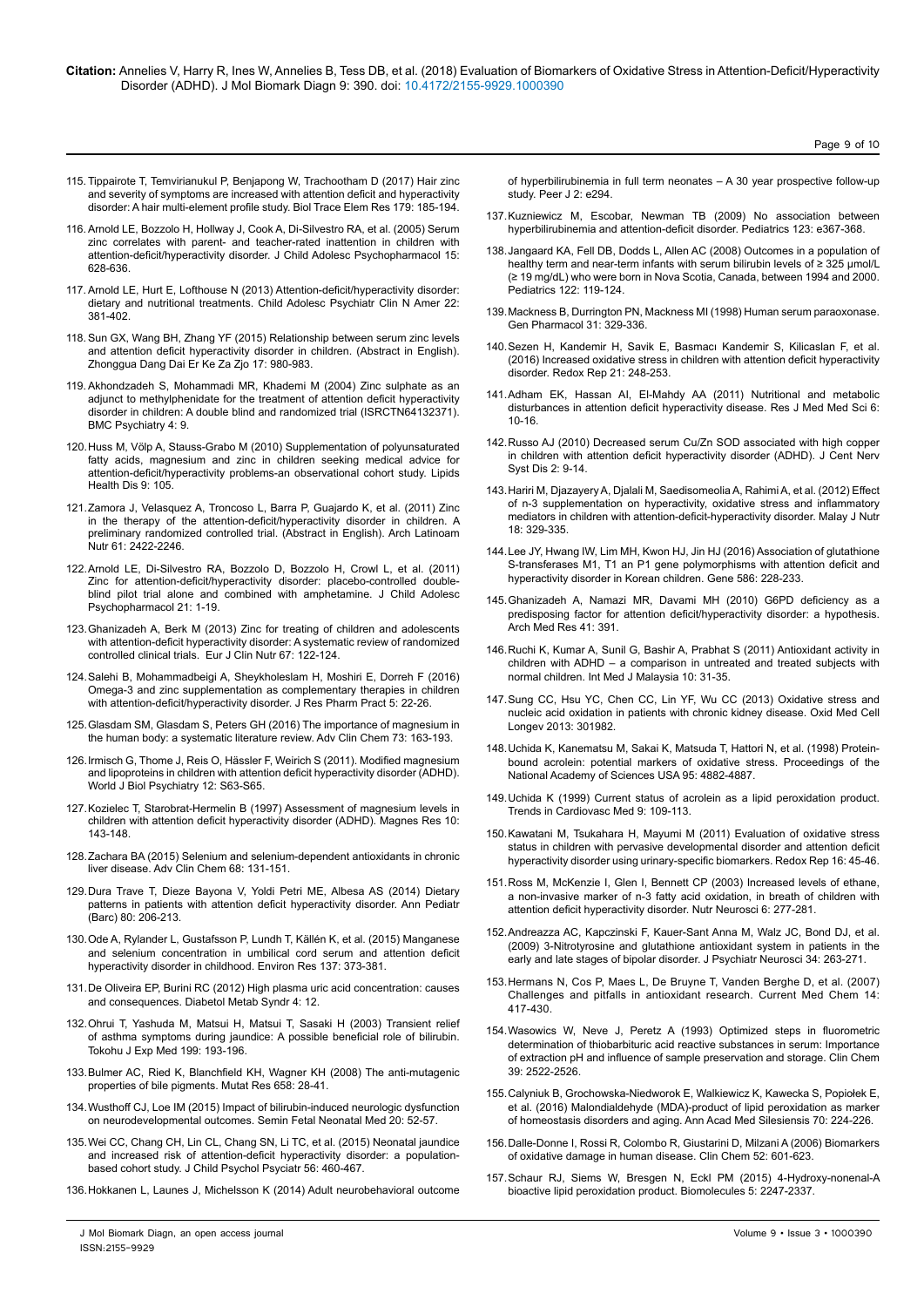115. Tippairote T, Temvirianukul P, Benjapong W, Trachootham D (2017) Hair zinc and severity of symptoms are increased with attention deficit and hyperactivity disorder: A hair multi-element profile study. Biol Trace Elem Res 179: 185-194.

116. Arnold LE, Bozzolo H, Hollway J, Cook A, Di-Silvestro RA, et al. (2005) Serum zinc correlates with parent- and teacher-rated inattention in children with attention-deficit/hyperactivity disorder. J Child Adolesc Psychopharmacol 15: 628-636.

117. Arnold LE, Hurt E, Lofthouse N (2013) Attention-deficit/hyperactivity disorder: dietary and nutritional treatments. Child Adolesc Psychiatr Clin N Amer 22: 381-402.

118. Sun GX, Wang BH, Zhang YF (2015) Relationship between serum zinc levels and attention deficit hyperactivity disorder in children. (Abstract in English). Zhonggua Dang Dai Er Ke Za Zjo 17: 980-983.

119. Akhondzadeh S, Mohammadi MR, Khademi M (2004) Zinc sulphate as an adjunct to methylphenidate for the treatment of attention deficit hyperactivity disorder in children: A double blind and randomized trial (ISRCTN64132371). BMC Psychiatry 4: 9.

120. Huss M, Völp A, Stauss-Grabo M (2010) Supplementation of polyunsaturated fatty acids, magnesium and zinc in children seeking medical advice for attention-deficit/hyperactivity problems-an observational cohort study. Lipids Health Dis 9: 105.

121. Zamora J, Velasquez A, Troncoso L, Barra P, Guajardo K, et al. (2011) Zinc in the therapy of the attention-deficit/hyperactivity disorder in children. A preliminary randomized controlled trial. (Abstract in English). Arch Latinoam Nutr 61: 2422-2246.

122. Arnold LE, Di-Silvestro RA, Bozzolo D, Bozzolo H, Crowl L, et al. (2011) Zinc for attention-deficit/hyperactivity disorder: placebo-controlled double-blind pilot trial alone and combined with amphetamine. J Child Adolesc Psychopharmacol 21: 1-19.

123. Ghanizadeh A, Berk M (2013) Zinc for treating of children and adolescents with attention-deficit hyperactivity disorder: A systematic review of randomized controlled clinical trials. Eur J Clin Nutr 67: 122-124.

124. Salehi B, Mohammadbeigi A, Sheykholeslam H, Moshiri E, Dorreh F (2016) Omega-3 and zinc supplementation as complementary therapies in children with attention-deficit/hyperactivity disorder. J Res Pharm Pract 5: 22-26.

125. Glasdam SM, Glasdam S, Peters GH (2016) The importance of magnesium in the human body: a systematic literature review. Adv Clin Chem 73: 163-193.

126. Irmisch G, Thome J, Reis O, Hässler F, Weirich S (2011). Modified magnesium and lipoproteins in children with attention deficit hyperactivity disorder (ADHD). World J Biol Psychiatry 12: S63-S65.

127. Kozielec T, Starobrat-Hermelin B (1997) Assessment of magnesium levels in children with attention deficit hyperactivity disorder (ADHD). Magnes Res 10: 143-148.

128. Zachara BA (2015) Selenium and selenium-dependent antioxidants in chronic liver disease. Adv Clin Chem 68: 131-151.

129. Dura Trave T, Dieze Bayona V, Yoldi Petri ME, Albesa AS (2014) Dietary patterns in patients with attention deficit hyperactivity disorder. Ann Pediatr (Barc) 80: 206-213.

130. Ode A, Rylander L, Gustafsson P, Lundh T, Källén K, et al. (2015) Manganese and selenium concentration in umbilical cord serum and attention deficit hyperactivity disorder in childhood. Environ Res 137: 373-381.

131. De Oliveira EP, Burini RC (2012) High plasma uric acid concentration: causes and consequences. Diabetol Metab Syndr 4: 12.

132. Ohrui T, Yashuda M, Matsui H, Matsui T, Sasaki H (2003) Transient relief of asthma symptoms during jaundice: A possible beneficial role of bilirubin. Tokohu J Exp Med 199: 193-196.

133. Bulmer AC, Ried K, Blanchfield KH, Wagner KH (2008) The anti-mutagenic properties of bile pigments. Mutat Res 658: 28-41.

134. Wusthoff CJ, Loe IM (2015) Impact of bilirubin-induced neurologic dysfunction on neurodevelopmental outcomes. Semin Fetal Neonatal Med 20: 52-57.

135. Wei CC, Chang CH, Lin CL, Chang SN, Li TC, et al. (2015) Neonatal jaundice and increased risk of attention-deficit hyperactivity disorder: a population-based cohort study. J Child Psychol Psyciatr 56: 460-467.

136. Hokkanen L, Launes J, Michelsson K (2014) Adult neurobehavioral outcome of hyperbilirubinemia in full term neonates – A 30 year prospective follow-up study. Peer J 2: e294.

137. Kuzniewicz M, Escobar, Newman TB (2009) No association between hyperbilirubinemia and attention-deficit disorder. Pediatrics 123: e367-368.

138. Jangaard KA, Fell DB, Dodds L, Allen AC (2008) Outcomes in a population of healthy term and near-term infants with serum bilirubin levels of ≥ 325 μmol/L (≥ 19 mg/dL) who were born in Nova Scotia, Canada, between 1994 and 2000. Pediatrics 122: 119-124.

139. Mackness B, Durrington PN, Mackness MI (1998) Human serum paraoxonase. Gen Pharmacol 31: 329-336.

140. Sezen H, Kandemir H, Savik E, Basmacı Kandemir S, Kilicaslan F, et al. (2016) Increased oxidative stress in children with attention deficit hyperactivity disorder. Redox Rep 21: 248-253.

141. Adham EK, Hassan AI, El-Mahdy AA (2011) Nutritional and metabolic disturbances in attention deficit hyperactivity disease. Res J Med Med Sci 6: 10-16.

142. Russo AJ (2010) Decreased serum Cu/Zn SOD associated with high copper in children with attention deficit hyperactivity disorder (ADHD). J Cent Nerv Syst Dis 2: 9-14.

143. Hariri M, Djazayery A, Djalali M, Saedisomeolia A, Rahimi A, et al. (2012) Effect of n-3 supplementation on hyperactivity, oxidative stress and inflammatory mediators in children with attention-deficit-hyperactivity disorder. Malay J Nutr 18: 329-335.

144. Lee JY, Hwang IW, Lim MH, Kwon HJ, Jin HJ (2016) Association of glutathione S-transferases M1, T1 an P1 gene polymorphisms with attention deficit and hyperactivity disorder in Korean children. Gene 586: 228-233.

145. Ghanizadeh A, Namazi MR, Davami MH (2010) G6PD deficiency as a predisposing factor for attention deficit/hyperactivity disorder: a hypothesis. Arch Med Res 41: 391.

146. Ruchi K, Kumar A, Sunil G, Bashir A, Prabhat S (2011) Antioxidant activity in children with ADHD – a comparison in untreated and treated subjects with normal children. Int Med J Malaysia 10: 31-35.

147. Sung CC, Hsu YC, Chen CC, Lin YF, Wu CC (2013) Oxidative stress and nucleic acid oxidation in patients with chronic kidney disease. Oxid Med Cell Longev 2013: 301982.

148. Uchida K, Kanematsu M, Sakai K, Matsuda T, Hattori N, et al. (1998) Protein-bound acrolein: potential markers of oxidative stress. Proceedings of the National Academy of Sciences USA 95: 4882-4887.

149. Uchida K (1999) Current status of acrolein as a lipid peroxidation product. Trends in Cardiovasc Med 9: 109-113.

150. Kawatani M, Tsukahara H, Mayumi M (2011) Evaluation of oxidative stress status in children with pervasive developmental disorder and attention deficit hyperactivity disorder using urinary-specific biomarkers. Redox Rep 16: 45-46.

151. Ross M, McKenzie I, Glen I, Bennett CP (2003) Increased levels of ethane, a non-invasive marker of n-3 fatty acid oxidation, in breath of children with attention deficit hyperactivity disorder. Nutr Neurosci 6: 277-281.

152. Andreazza AC, Kapczinski F, Kauer-Sant Anna M, Walz JC, Bond DJ, et al. (2009) 3-Nitrotyrosine and glutathione antioxidant system in patients in the early and late stages of bipolar disorder. J Psychiatr Neurosci 34: 263-271.

153. Hermans N, Cos P, Maes L, De Bruyne T, Vanden Berghe D, et al. (2007) Challenges and pitfalls in antioxidant research. Current Med Chem 14: 417-430.

154. Wasowics W, Neve J, Peretz A (1993) Optimized steps in fluorometric determination of thiobarbituric acid reactive substances in serum: Importance of extraction pH and influence of sample preservation and storage. Clin Chem 39: 2522-2526.

155. Calyniuk B, Grochowska-Niedworok E, Walkiewicz K, Kawecka S, Popiołek E, et al. (2016) Malondialdehyde (MDA)-product of lipid peroxidation as marker of homeostasis disorders and aging. Ann Acad Med Silesiensis 70: 224-226.

156. Dalle-Donne I, Rossi R, Colombo R, Giustarini D, Milzani A (2006) Biomarkers of oxidative damage in human disease. Clin Chem 52: 601-623.

157. Schaur RJ, Siems W, Bresgen N, Eckl PM (2015) 4-Hydroxy-nonenal-A bioactive lipid peroxidation product. Biomolecules 5: 2247-2337.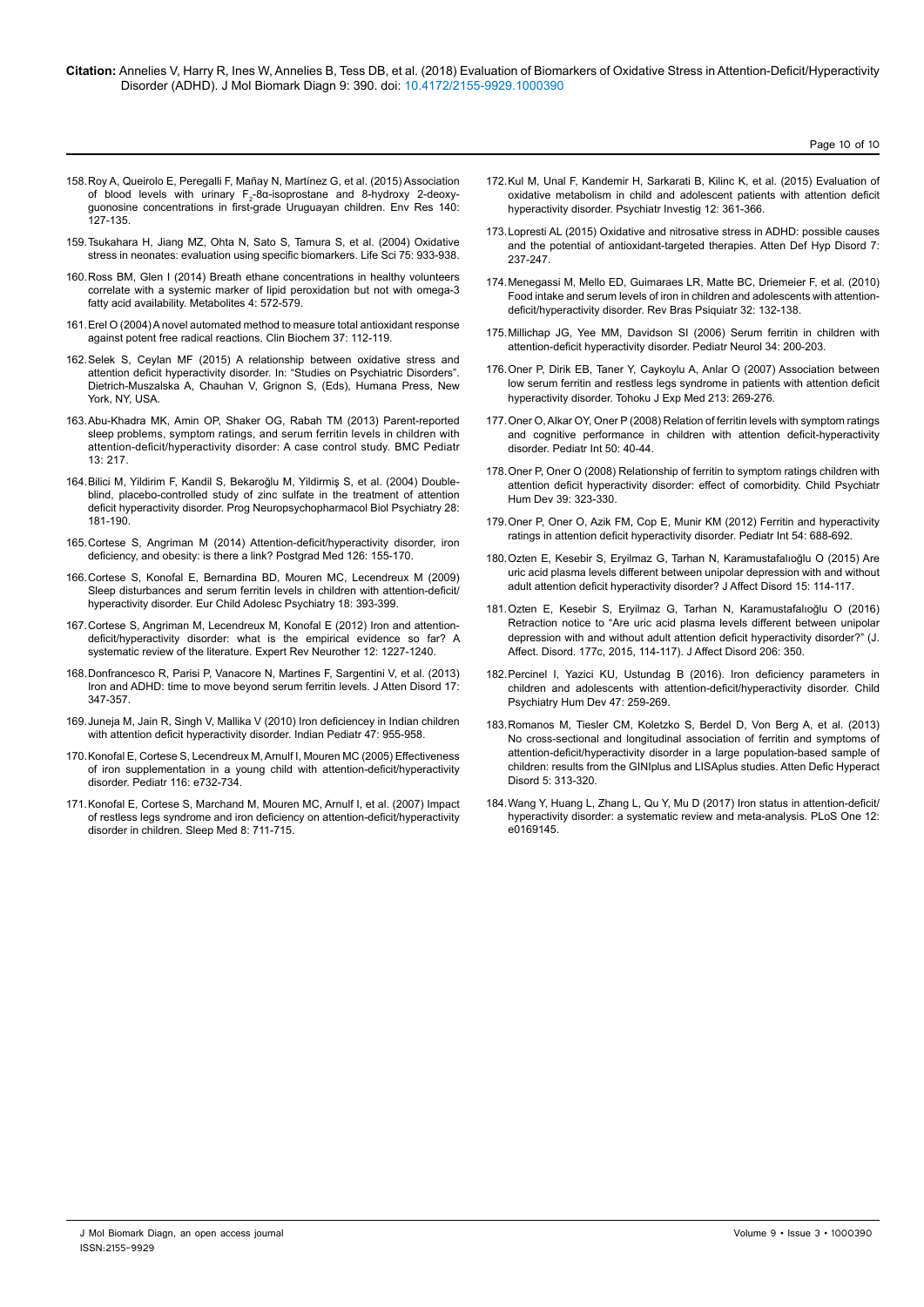158. Roy A, Queirolo E, Peregalli F, Mañay N, Martínez G, et al. (2015) Association of blood levels with urinary $F_2$-8α-isoprostane and 8-hydroxy 2-deoxy-guonosine concentrations in first-grade Uruguayan children. Env Res 140: 127-135.

159. Tsukahara H, Jiang MZ, Ohta N, Sato S, Tamura S, et al. (2004) Oxidative stress in neonates: evaluation using specific biomarkers. Life Sci 75: 933-938.

160. Ross BM, Glen I (2014) Breath ethane concentrations in healthy volunteers correlate with a systemic marker of lipid peroxidation but not with omega-3 fatty acid availability. Metabolites 4: 572-579.

161. Erel O (2004) A novel automated method to measure total antioxidant response against potent free radical reactions. Clin Biochem 37: 112-119.

162. Selek S, Ceylan MF (2015) A relationship between oxidative stress and attention deficit hyperactivity disorder. In: "Studies on Psychiatric Disorders". Dietrich-Muszalska A, Chauhan V, Grignon S, (Eds), Humana Press, New York, NY, USA.

163. Abu-Khadra MK, Amin OP, Shaker OG, Rabah TM (2013) Parent-reported sleep problems, symptom ratings, and serum ferritin levels in children with attention-deficit/hyperactivity disorder: A case control study. BMC Pediatr 13: 217.

164. Bilici M, Yildirim F, Kandil S, Bekaroğlu M, Yildirmiş S, et al. (2004) Double-blind, placebo-controlled study of zinc sulfate in the treatment of attention deficit hyperactivity disorder. Prog Neuropsychopharmacol Biol Psychiatry 28: 181-190.

165. Cortese S, Angriman M (2014) Attention-deficit/hyperactivity disorder, iron deficiency, and obesity: is there a link? Postgrad Med 126: 155-170.

166. Cortese S, Konofal E, Bernardina BD, Mouren MC, Lecendreux M (2009) Sleep disturbances and serum ferritin levels in children with attention-deficit/hyperactivity disorder. Eur Child Adolesc Psychiatry 18: 393-399.

167. Cortese S, Angriman M, Lecendreux M, Konofal E (2012) Iron and attention-deficit/hyperactivity disorder: what is the empirical evidence so far? A systematic review of the literature. Expert Rev Neurother 12: 1227-1240.

168. Donfrancesco R, Parisi P, Vanacore N, Martines F, Sargentini V, et al. (2013) Iron and ADHD: time to move beyond serum ferritin levels. J Atten Disord 17: 347-357.

169. Juneja M, Jain R, Singh V, Mallika V (2010) Iron deficiencey in Indian children with attention deficit hyperactivity disorder. Indian Pediatr 47: 955-958.

170. Konofal E, Cortese S, Lecendreux M, Arnulf I, Mouren MC (2005) Effectiveness of iron supplementation in a young child with attention-deficit/hyperactivity disorder. Pediatr 116: e732-734.

171. Konofal E, Cortese S, Marchand M, Mouren MC, Arnulf I, et al. (2007) Impact of restless legs syndrome and iron deficiency on attention-deficit/hyperactivity disorder in children. Sleep Med 8: 711-715.

172. Kul M, Unal F, Kandemir H, Sarkarati B, Kilinc K, et al. (2015) Evaluation of oxidative metabolism in child and adolescent patients with attention deficit hyperactivity disorder. Psychiatr Investig 12: 361-366.

173. Lopresti AL (2015) Oxidative and nitrosative stress in ADHD: possible causes and the potential of antioxidant-targeted therapies. Atten Def Hyp Disord 7: 237-247.

174. Menegassi M, Mello ED, Guimaraes LR, Matte BC, Driemeier F, et al. (2010) Food intake and serum levels of iron in children and adolescents with attention-deficit/hyperactivity disorder. Rev Bras Psiquiatr 32: 132-138.

175. Millichap JG, Yee MM, Davidson SI (2006) Serum ferritin in children with attention-deficit hyperactivity disorder. Pediatr Neurol 34: 200-203.

176. Oner P, Dirik EB, Taner Y, Caykoylu A, Anlar O (2007) Association between low serum ferritin and restless legs syndrome in patients with attention deficit hyperactivity disorder. Tohoku J Exp Med 213: 269-276.

177. Oner O, Alkar OY, Oner P (2008) Relation of ferritin levels with symptom ratings and cognitive performance in children with attention deficit-hyperactivity disorder. Pediatr Int 50: 40-44.

178. Oner P, Oner O (2008) Relationship of ferritin to symptom ratings children with attention deficit hyperactivity disorder: effect of comorbidity. Child Psychiatr Hum Dev 39: 323-330.

179. Oner P, Oner O, Azik FM, Cop E, Munir KM (2012) Ferritin and hyperactivity ratings in attention deficit hyperactivity disorder. Pediatr Int 54: 688-692.

180. Ozten E, Kesebir S, Eryilmaz G, Tarhan N, Karamustafalıoğlu O (2015) Are uric acid plasma levels different between unipolar depression with and without adult attention deficit hyperactivity disorder? J Affect Disord 15: 114-117.

181. Ozten E, Kesebir S, Eryilmaz G, Tarhan N, Karamustafalıoğlu O (2016) Retraction notice to "Are uric acid plasma levels different between unipolar depression with and without adult attention deficit hyperactivity disorder?" (J. Affect. Disord. 177c, 2015, 114-117). J Affect Disord 206: 350.

182. Percinel I, Yazici KU, Ustundag B (2016). Iron deficiency parameters in children and adolescents with attention-deficit/hyperactivity disorder. Child Psychiatry Hum Dev 47: 259-269.

183. Romanos M, Tiesler CM, Koletzko S, Berdel D, Von Berg A, et al. (2013) No cross-sectional and longitudinal association of ferritin and symptoms of attention-deficit/hyperactivity disorder in a large population-based sample of children: results from the GINIplus and LISAplus studies. Atten Defic Hyperact Disord 5: 313-320.

184. Wang Y, Huang L, Zhang L, Qu Y, Mu D (2017) Iron status in attention-deficit/hyperactivity disorder: a systematic review and meta-analysis. PLoS One 12: e0169145.